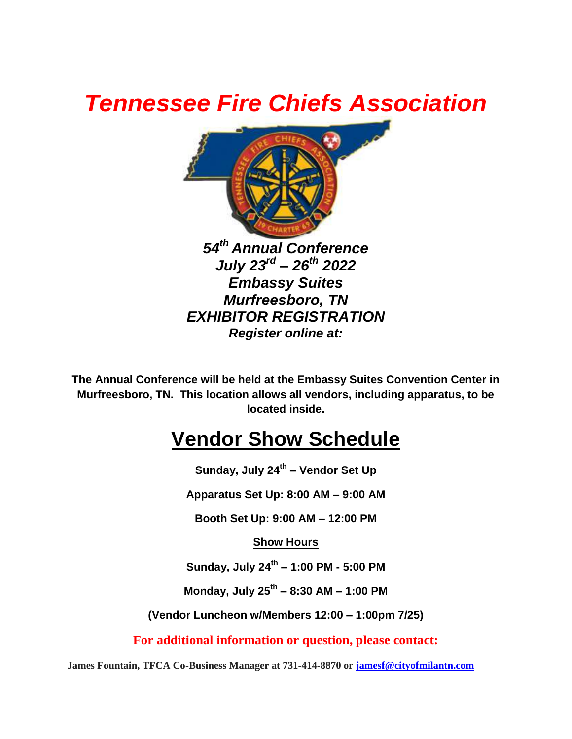# *Tennessee Fire Chiefs Association*

***54th Annual Conference***
***July 23rd – 26th 2022***
***Embassy Suites***
***Murfreesboro, TN***
***EXHIBITOR REGISTRATION***
***Register online at:***

**The Annual Conference will be held at the Embassy Suites Convention Center in Murfreesboro, TN. This location allows all vendors, including apparatus, to be located inside.**

## Vendor Show Schedule

**Sunday, July 24th – Vendor Set Up**

**Apparatus Set Up: 8:00 AM – 9:00 AM**

**Booth Set Up: 9:00 AM – 12:00 PM**

**Show Hours**

**Sunday, July 24th – 1:00 PM - 5:00 PM**

**Monday, July 25th – 8:30 AM – 1:00 PM**

**(Vendor Luncheon w/Members 12:00 – 1:00pm 7/25)**

**For additional information or question, please contact:**

**James Fountain, TFCA Co-Business Manager at 731-414-8870 or jamesf@cityofmilantn.com**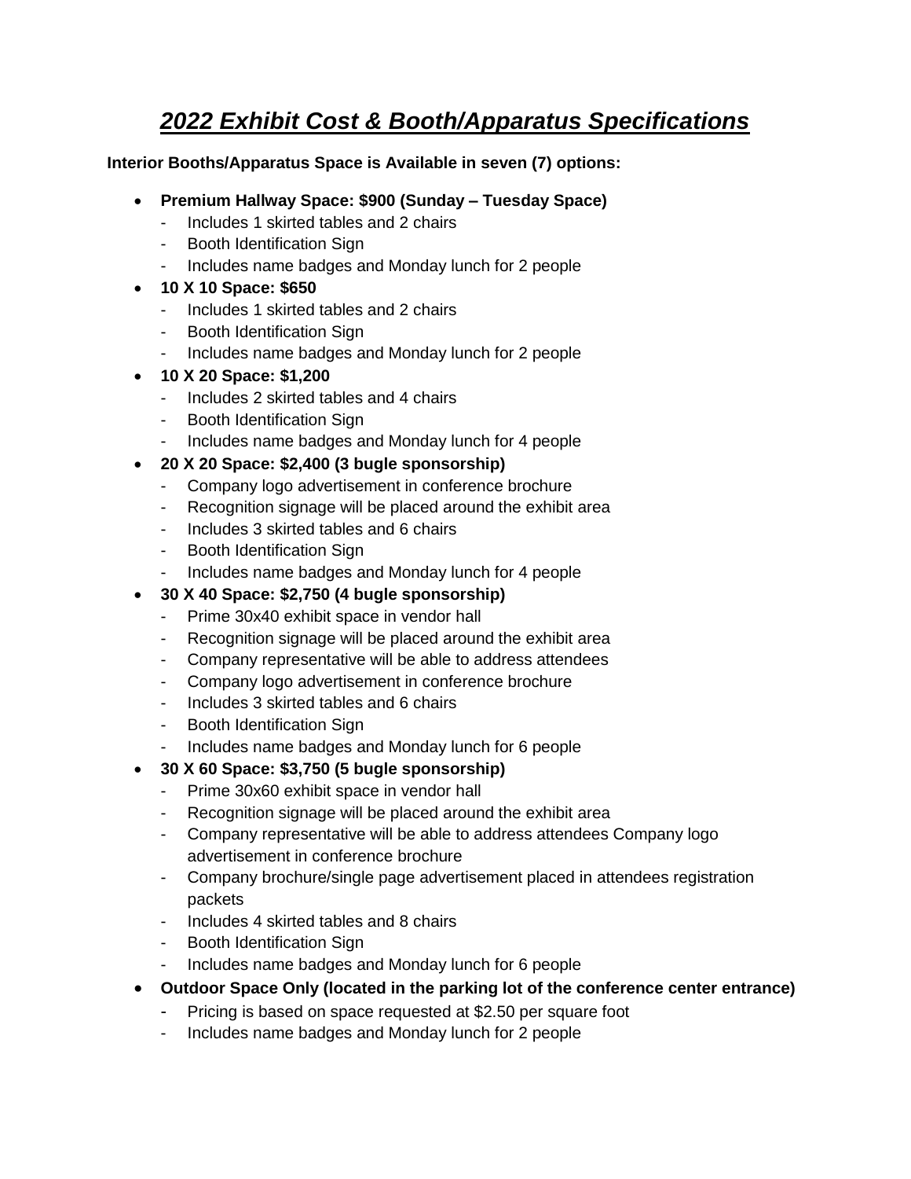# ***2022 Exhibit Cost & Booth/Apparatus Specifications***

**Interior Booths/Apparatus Space is Available in seven (7) options:**

- **Premium Hallway Space: $900 (Sunday – Tuesday Space)**
  - Includes 1 skirted tables and 2 chairs
  - Booth Identification Sign
  - Includes name badges and Monday lunch for 2 people
- **10 X 10 Space: $650**
  - Includes 1 skirted tables and 2 chairs
  - Booth Identification Sign
  - Includes name badges and Monday lunch for 2 people
- **10 X 20 Space: $1,200**
  - Includes 2 skirted tables and 4 chairs
  - Booth Identification Sign
  - Includes name badges and Monday lunch for 4 people
- **20 X 20 Space: $2,400 (3 bugle sponsorship)**
  - Company logo advertisement in conference brochure
  - Recognition signage will be placed around the exhibit area
  - Includes 3 skirted tables and 6 chairs
  - Booth Identification Sign
  - Includes name badges and Monday lunch for 4 people
- **30 X 40 Space: $2,750 (4 bugle sponsorship)**
  - Prime 30x40 exhibit space in vendor hall
  - Recognition signage will be placed around the exhibit area
  - Company representative will be able to address attendees
  - Company logo advertisement in conference brochure
  - Includes 3 skirted tables and 6 chairs
  - Booth Identification Sign
  - Includes name badges and Monday lunch for 6 people
- **30 X 60 Space: $3,750 (5 bugle sponsorship)**
  - Prime 30x60 exhibit space in vendor hall
  - Recognition signage will be placed around the exhibit area
  - Company representative will be able to address attendees Company logo advertisement in conference brochure
  - Company brochure/single page advertisement placed in attendees registration packets
  - Includes 4 skirted tables and 8 chairs
  - Booth Identification Sign
  - Includes name badges and Monday lunch for 6 people
- **Outdoor Space Only (located in the parking lot of the conference center entrance)**
  - Pricing is based on space requested at $2.50 per square foot
  - Includes name badges and Monday lunch for 2 people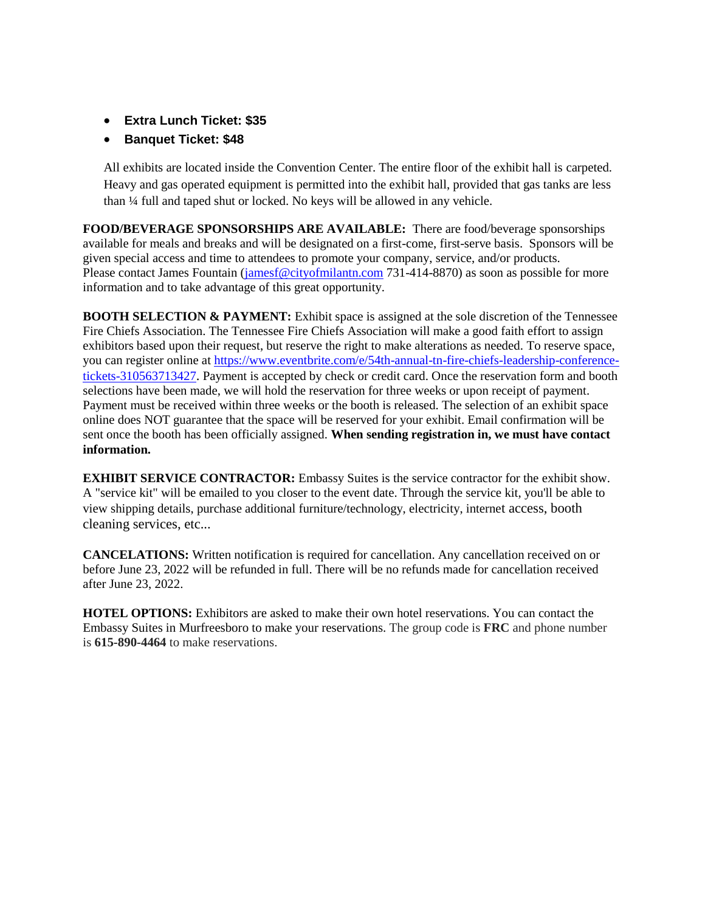- **Extra Lunch Ticket: $35**
- **Banquet Ticket: $48**

All exhibits are located inside the Convention Center. The entire floor of the exhibit hall is carpeted. Heavy and gas operated equipment is permitted into the exhibit hall, provided that gas tanks are less than ¼ full and taped shut or locked. No keys will be allowed in any vehicle.

**FOOD/BEVERAGE SPONSORSHIPS ARE AVAILABLE:** There are food/beverage sponsorships available for meals and breaks and will be designated on a first-come, first-serve basis. Sponsors will be given special access and time to attendees to promote your company, service, and/or products. Please contact James Fountain (jamesf@cityofmilantn.com 731-414-8870) as soon as possible for more information and to take advantage of this great opportunity.

**BOOTH SELECTION & PAYMENT:** Exhibit space is assigned at the sole discretion of the Tennessee Fire Chiefs Association. The Tennessee Fire Chiefs Association will make a good faith effort to assign exhibitors based upon their request, but reserve the right to make alterations as needed. To reserve space, you can register online at https://www.eventbrite.com/e/54th-annual-tn-fire-chiefs-leadership-conference-tickets-310563713427. Payment is accepted by check or credit card. Once the reservation form and booth selections have been made, we will hold the reservation for three weeks or upon receipt of payment. Payment must be received within three weeks or the booth is released. The selection of an exhibit space online does NOT guarantee that the space will be reserved for your exhibit. Email confirmation will be sent once the booth has been officially assigned. **When sending registration in, we must have contact information.**

**EXHIBIT SERVICE CONTRACTOR:** Embassy Suites is the service contractor for the exhibit show. A "service kit" will be emailed to you closer to the event date. Through the service kit, you'll be able to view shipping details, purchase additional furniture/technology, electricity, internet access, booth cleaning services, etc...

**CANCELATIONS:** Written notification is required for cancellation. Any cancellation received on or before June 23, 2022 will be refunded in full. There will be no refunds made for cancellation received after June 23, 2022.

**HOTEL OPTIONS:** Exhibitors are asked to make their own hotel reservations. You can contact the Embassy Suites in Murfreesboro to make your reservations. The group code is **FRC** and phone number is **615-890-4464** to make reservations.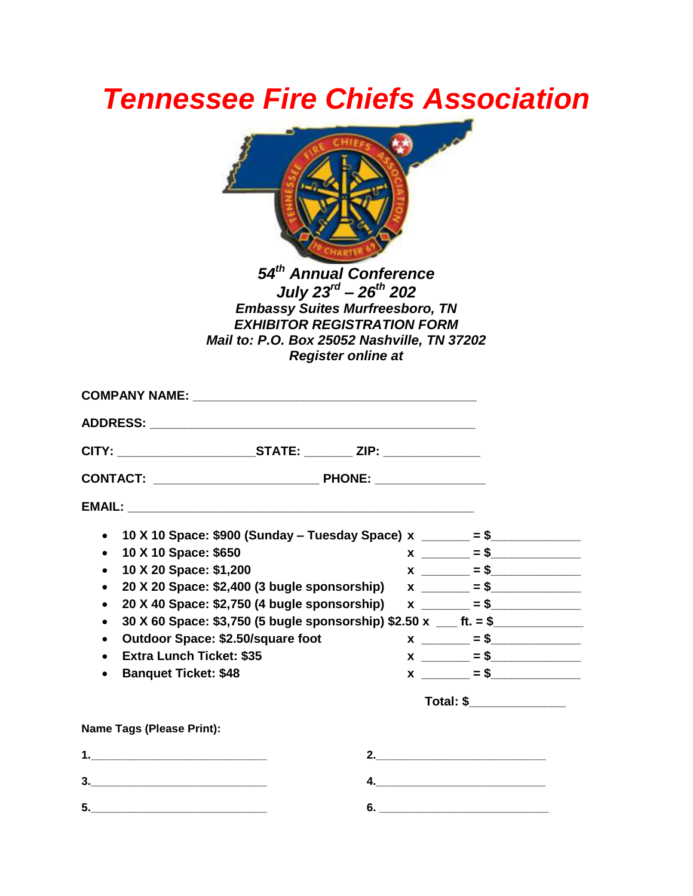# Tennessee Fire Chiefs Association

***54th Annual Conference***
***July 23rd – 26th 202***
***Embassy Suites Murfreesboro, TN***
***EXHIBITOR REGISTRATION FORM***
***Mail to: P.O. Box 25052 Nashville, TN 37202***
***Register online at***

**COMPANY NAME:** ________________________________________

**ADDRESS:** ______________________________________________

**CITY:** ___________________**STATE:** _______ **ZIP:** _____________

**CONTACT:** _______________________ **PHONE:** _______________

**EMAIL:** _________________________________________________

- **10 X 10 Space: $900 (Sunday – Tuesday Space) x _______ = $____________**
- **10 X 10 Space: $650 x _______ = $____________**
- **10 X 20 Space: $1,200 x _______ = $____________**
- **20 X 20 Space: $2,400 (3 bugle sponsorship) x _______ = $____________**
- **20 X 40 Space: $2,750 (4 bugle sponsorship) x _______ = $____________**
- **30 X 60 Space: $3,750 (5 bugle sponsorship) $2.50 x ___ ft. = $____________**
- **Outdoor Space: $2.50/square foot x _______ = $____________**
- **Extra Lunch Ticket: $35 x _______ = $____________**
- **Banquet Ticket: $48 x _______ = $____________**

**Total: $_____________**

**Name Tags (Please Print):**

**1.**__________________________ **2.**__________________________

**3.**__________________________ **4.**__________________________

**5.**__________________________ **6.** __________________________